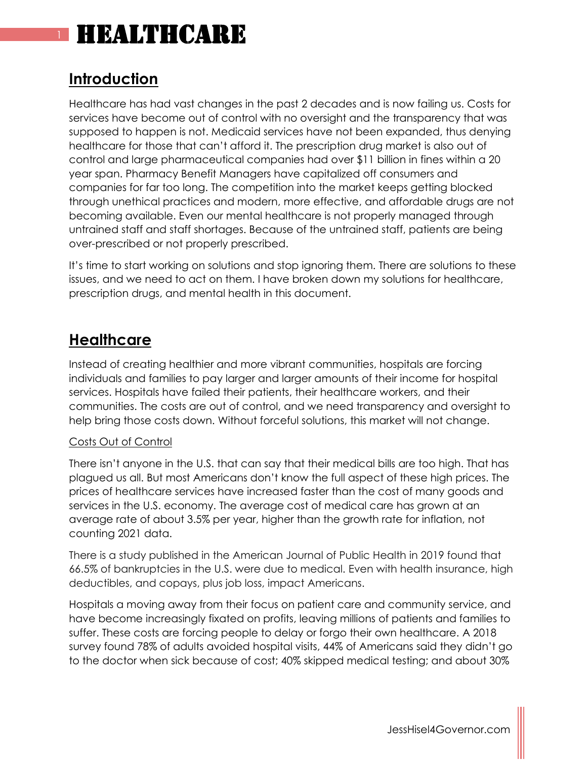# HEALTHCARE

## Introduction

Healthcare has had vast changes in the past 2 decades and is now failing us. Costs for services have become out of control with no oversight and the transparency that was supposed to happen is not. Medicaid services have not been expanded, thus denying healthcare for those that can't afford it. The prescription drug market is also out of control and large pharmaceutical companies had over $11 billion in fines within a 20 year span. Pharmacy Benefit Managers have capitalized off consumers and companies for far too long. The competition into the market keeps getting blocked through unethical practices and modern, more effective, and affordable drugs are not becoming available. Even our mental healthcare is not properly managed through untrained staff and staff shortages. Because of the untrained staff, patients are being over-prescribed or not properly prescribed.

It's time to start working on solutions and stop ignoring them. There are solutions to these issues, and we need to act on them. I have broken down my solutions for healthcare, prescription drugs, and mental health in this document.

## Healthcare

Instead of creating healthier and more vibrant communities, hospitals are forcing individuals and families to pay larger and larger amounts of their income for hospital services. Hospitals have failed their patients, their healthcare workers, and their communities. The costs are out of control, and we need transparency and oversight to help bring those costs down. Without forceful solutions, this market will not change.

<u>Costs Out of Control</u>

There isn't anyone in the U.S. that can say that their medical bills are too high. That has plagued us all. But most Americans don't know the full aspect of these high prices. The prices of healthcare services have increased faster than the cost of many goods and services in the U.S. economy. The average cost of medical care has grown at an average rate of about 3.5% per year, higher than the growth rate for inflation, not counting 2021 data.

There is a study published in the American Journal of Public Health in 2019 found that 66.5% of bankruptcies in the U.S. were due to medical. Even with health insurance, high deductibles, and copays, plus job loss, impact Americans.

Hospitals a moving away from their focus on patient care and community service, and have become increasingly fixated on profits, leaving millions of patients and families to suffer. These costs are forcing people to delay or forgo their own healthcare. A 2018 survey found 78% of adults avoided hospital visits, 44% of Americans said they didn't go to the doctor when sick because of cost; 40% skipped medical testing; and about 30%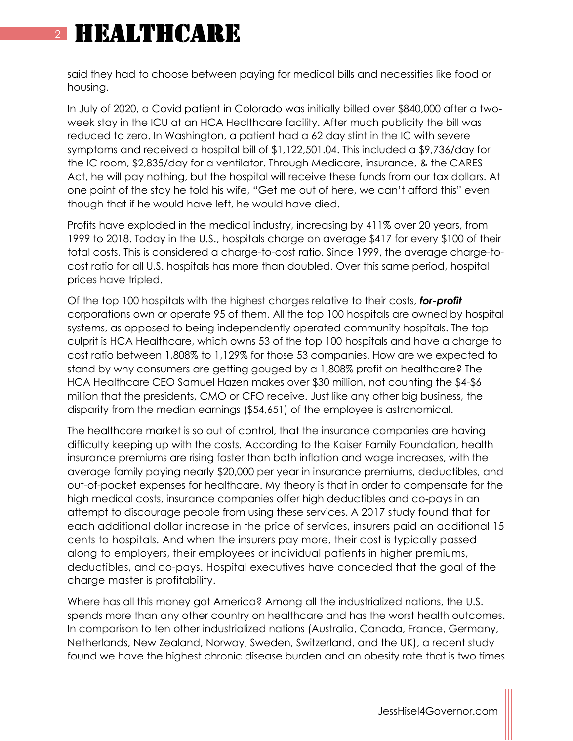# HEALTHCARE

said they had to choose between paying for medical bills and necessities like food or housing.

In July of 2020, a Covid patient in Colorado was initially billed over $840,000 after a two-week stay in the ICU at an HCA Healthcare facility. After much publicity the bill was reduced to zero. In Washington, a patient had a 62 day stint in the IC with severe symptoms and received a hospital bill of $1,122,501.04. This included a $9,736/day for the IC room, $2,835/day for a ventilator. Through Medicare, insurance, & the CARES Act, he will pay nothing, but the hospital will receive these funds from our tax dollars. At one point of the stay he told his wife, "Get me out of here, we can't afford this" even though that if he would have left, he would have died.

Profits have exploded in the medical industry, increasing by 411% over 20 years, from 1999 to 2018. Today in the U.S., hospitals charge on average $417 for every $100 of their total costs. This is considered a charge-to-cost ratio. Since 1999, the average charge-to-cost ratio for all U.S. hospitals has more than doubled. Over this same period, hospital prices have tripled.

Of the top 100 hospitals with the highest charges relative to their costs, ***for-profit*** corporations own or operate 95 of them. All the top 100 hospitals are owned by hospital systems, as opposed to being independently operated community hospitals. The top culprit is HCA Healthcare, which owns 53 of the top 100 hospitals and have a charge to cost ratio between 1,808% to 1,129% for those 53 companies. How are we expected to stand by why consumers are getting gouged by a 1,808% profit on healthcare? The HCA Healthcare CEO Samuel Hazen makes over $30 million, not counting the $4-$6 million that the presidents, CMO or CFO receive. Just like any other big business, the disparity from the median earnings ($54,651) of the employee is astronomical.

The healthcare market is so out of control, that the insurance companies are having difficulty keeping up with the costs. According to the Kaiser Family Foundation, health insurance premiums are rising faster than both inflation and wage increases, with the average family paying nearly $20,000 per year in insurance premiums, deductibles, and out-of-pocket expenses for healthcare. My theory is that in order to compensate for the high medical costs, insurance companies offer high deductibles and co-pays in an attempt to discourage people from using these services. A 2017 study found that for each additional dollar increase in the price of services, insurers paid an additional 15 cents to hospitals. And when the insurers pay more, their cost is typically passed along to employers, their employees or individual patients in higher premiums, deductibles, and co-pays. Hospital executives have conceded that the goal of the charge master is profitability.

Where has all this money got America? Among all the industrialized nations, the U.S. spends more than any other country on healthcare and has the worst health outcomes. In comparison to ten other industrialized nations (Australia, Canada, France, Germany, Netherlands, New Zealand, Norway, Sweden, Switzerland, and the UK), a recent study found we have the highest chronic disease burden and an obesity rate that is two times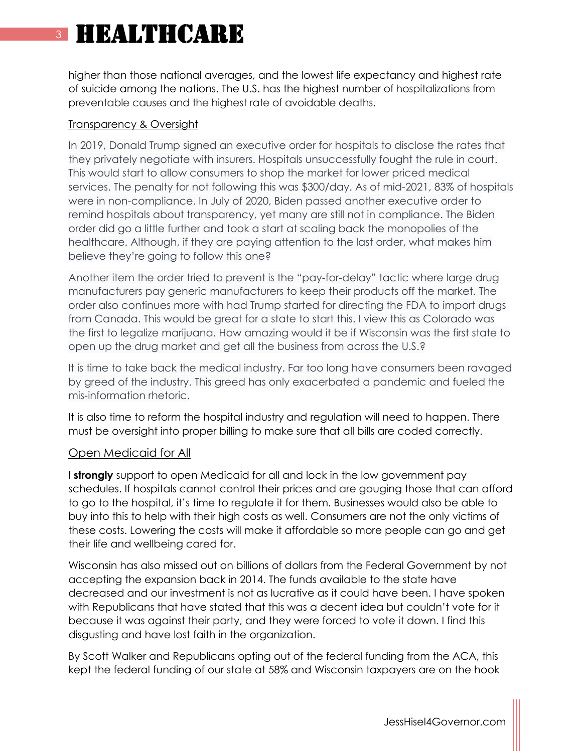# HEALTHCARE

higher than those national averages, and the lowest life expectancy and highest rate of suicide among the nations. The U.S. has the highest number of hospitalizations from preventable causes and the highest rate of avoidable deaths.

## Transparency & Oversight

In 2019, Donald Trump signed an executive order for hospitals to disclose the rates that they privately negotiate with insurers. Hospitals unsuccessfully fought the rule in court. This would start to allow consumers to shop the market for lower priced medical services. The penalty for not following this was $300/day. As of mid-2021, 83% of hospitals were in non-compliance. In July of 2020, Biden passed another executive order to remind hospitals about transparency, yet many are still not in compliance. The Biden order did go a little further and took a start at scaling back the monopolies of the healthcare. Although, if they are paying attention to the last order, what makes him believe they're going to follow this one?

Another item the order tried to prevent is the "pay-for-delay" tactic where large drug manufacturers pay generic manufacturers to keep their products off the market. The order also continues more with had Trump started for directing the FDA to import drugs from Canada. This would be great for a state to start this. I view this as Colorado was the first to legalize marijuana. How amazing would it be if Wisconsin was the first state to open up the drug market and get all the business from across the U.S.?

It is time to take back the medical industry. Far too long have consumers been ravaged by greed of the industry. This greed has only exacerbated a pandemic and fueled the mis-information rhetoric.

It is also time to reform the hospital industry and regulation will need to happen. There must be oversight into proper billing to make sure that all bills are coded correctly.

## Open Medicaid for All

I **strongly** support to open Medicaid for all and lock in the low government pay schedules. If hospitals cannot control their prices and are gouging those that can afford to go to the hospital, it's time to regulate it for them. Businesses would also be able to buy into this to help with their high costs as well. Consumers are not the only victims of these costs. Lowering the costs will make it affordable so more people can go and get their life and wellbeing cared for.

Wisconsin has also missed out on billions of dollars from the Federal Government by not accepting the expansion back in 2014. The funds available to the state have decreased and our investment is not as lucrative as it could have been. I have spoken with Republicans that have stated that this was a decent idea but couldn't vote for it because it was against their party, and they were forced to vote it down. I find this disgusting and have lost faith in the organization.

By Scott Walker and Republicans opting out of the federal funding from the ACA, this kept the federal funding of our state at 58% and Wisconsin taxpayers are on the hook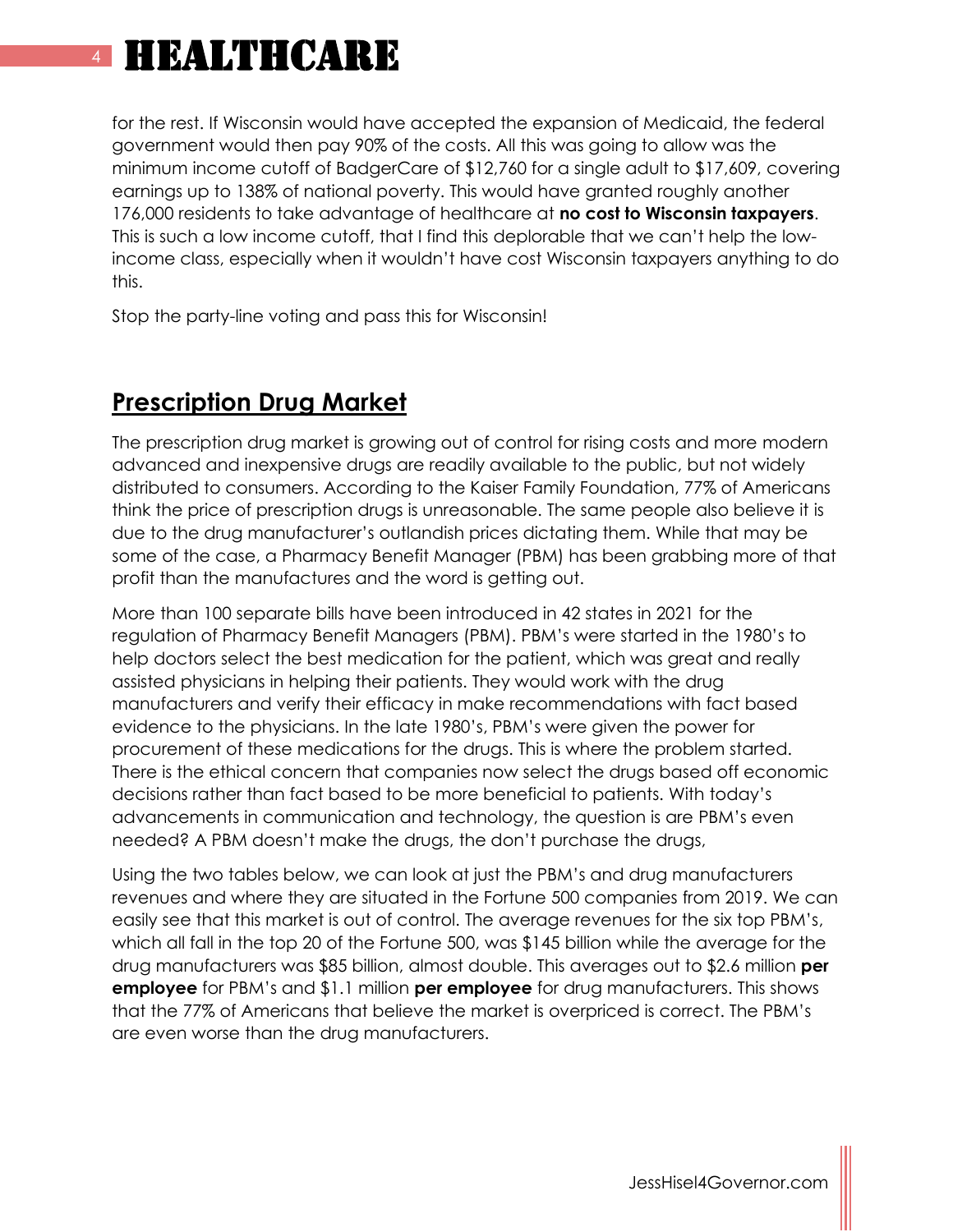for the rest. If Wisconsin would have accepted the expansion of Medicaid, the federal government would then pay 90% of the costs. All this was going to allow was the minimum income cutoff of BadgerCare of $12,760 for a single adult to $17,609, covering earnings up to 138% of national poverty. This would have granted roughly another 176,000 residents to take advantage of healthcare at **no cost to Wisconsin taxpayers**. This is such a low income cutoff, that I find this deplorable that we can't help the low-income class, especially when it wouldn't have cost Wisconsin taxpayers anything to do this.

Stop the party-line voting and pass this for Wisconsin!

## Prescription Drug Market

The prescription drug market is growing out of control for rising costs and more modern advanced and inexpensive drugs are readily available to the public, but not widely distributed to consumers. According to the Kaiser Family Foundation, 77% of Americans think the price of prescription drugs is unreasonable. The same people also believe it is due to the drug manufacturer's outlandish prices dictating them. While that may be some of the case, a Pharmacy Benefit Manager (PBM) has been grabbing more of that profit than the manufactures and the word is getting out.

More than 100 separate bills have been introduced in 42 states in 2021 for the regulation of Pharmacy Benefit Managers (PBM). PBM's were started in the 1980's to help doctors select the best medication for the patient, which was great and really assisted physicians in helping their patients. They would work with the drug manufacturers and verify their efficacy in make recommendations with fact based evidence to the physicians. In the late 1980's, PBM's were given the power for procurement of these medications for the drugs. This is where the problem started. There is the ethical concern that companies now select the drugs based off economic decisions rather than fact based to be more beneficial to patients. With today's advancements in communication and technology, the question is are PBM's even needed? A PBM doesn't make the drugs, the don't purchase the drugs,

Using the two tables below, we can look at just the PBM's and drug manufacturers revenues and where they are situated in the Fortune 500 companies from 2019. We can easily see that this market is out of control. The average revenues for the six top PBM's, which all fall in the top 20 of the Fortune 500, was $145 billion while the average for the drug manufacturers was $85 billion, almost double. This averages out to $2.6 million **per employee** for PBM's and $1.1 million **per employee** for drug manufacturers. This shows that the 77% of Americans that believe the market is overpriced is correct. The PBM's are even worse than the drug manufacturers.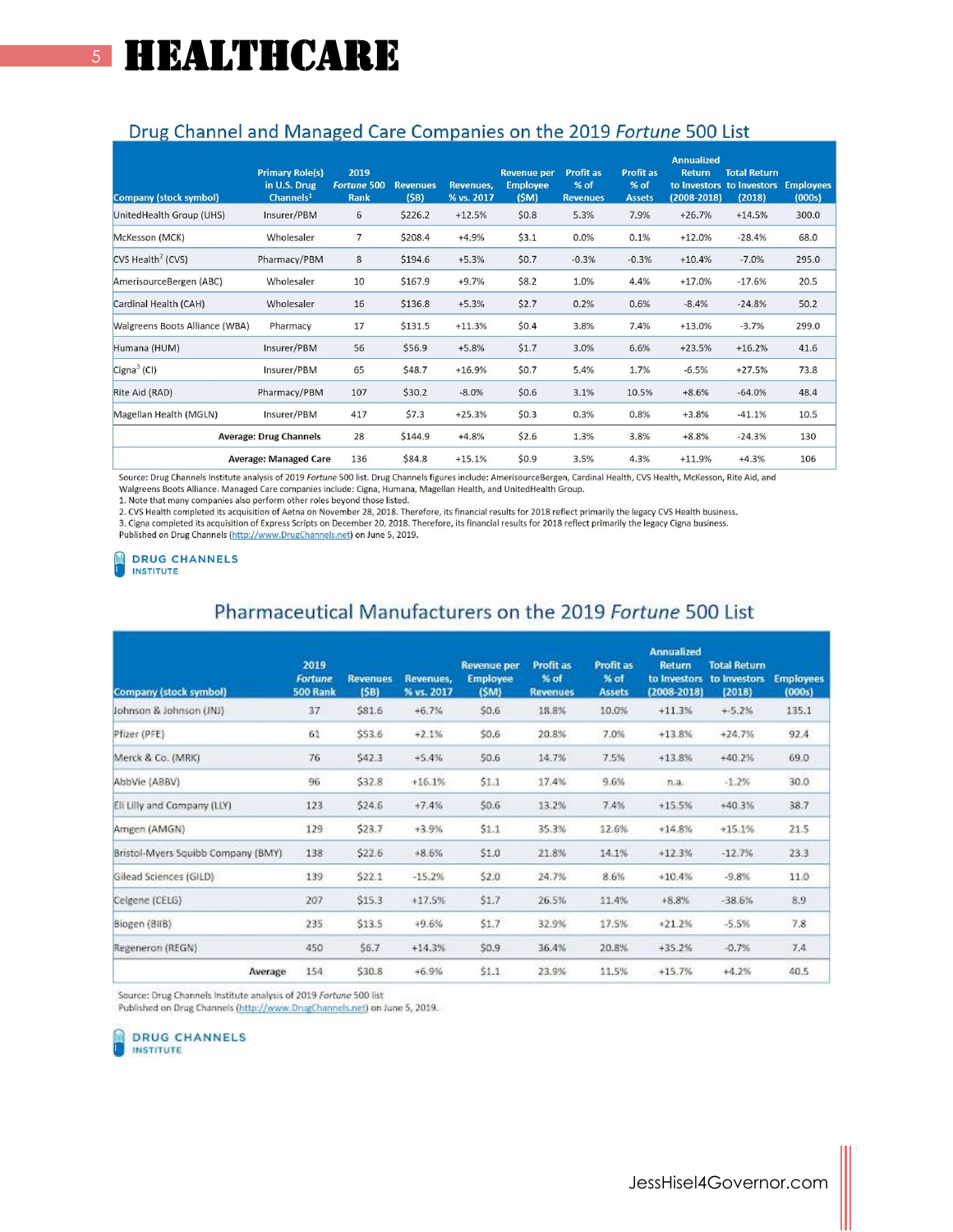# HEALTHCARE

## Drug Channel and Managed Care Companies on the 2019 *Fortune* 500 List

| Company (stock symbol) | Primary Role(s) in U.S. Drug Channels[1] | 2019 *Fortune* 500 Rank | Revenues ($B) | Revenues, % vs. 2017 | Revenue per Employee ($M) | Profit as % of Revenues | Profit as % of Assets | Annualized Return to Investors (2008-2018) | Total Return to Investors (2018) | Employees (000s) |
|---|---|---|---|---|---|---|---|---|---|---|
| UnitedHealth Group (UHS) | Insurer/PBM | 6 | $226.2 | +12.5% | $0.8 | 5.3% | 7.9% | +26.7% | +14.5% | 300.0 |
| McKesson (MCK) | Wholesaler | 7 | $208.4 | +4.9% | $3.1 | 0.0% | 0.1% | +12.0% | -28.4% | 68.0 |
| CVS Health[2] (CVS) | Pharmacy/PBM | 8 | $194.6 | +5.3% | $0.7 | -0.3% | -0.3% | +10.4% | -7.0% | 295.0 |
| AmerisourceBergen (ABC) | Wholesaler | 10 | $167.9 | +9.7% | $8.2 | 1.0% | 4.4% | +17.0% | -17.6% | 20.5 |
| Cardinal Health (CAH) | Wholesaler | 16 | $136.8 | +5.3% | $2.7 | 0.2% | 0.6% | -8.4% | -24.8% | 50.2 |
| Walgreens Boots Alliance (WBA) | Pharmacy | 17 | $131.5 | +11.3% | $0.4 | 3.8% | 7.4% | +13.0% | -3.7% | 299.0 |
| Humana (HUM) | Insurer/PBM | 56 | $56.9 | +5.8% | $1.7 | 3.0% | 6.6% | +23.5% | +16.2% | 41.6 |
| Cigna[3] (CI) | Insurer/PBM | 65 | $48.7 | +16.9% | $0.7 | 5.4% | 1.7% | -6.5% | +27.5% | 73.8 |
| Rite Aid (RAD) | Pharmacy/PBM | 107 | $30.2 | -8.0% | $0.6 | 3.1% | 10.5% | +8.6% | -64.0% | 48.4 |
| Magellan Health (MGLN) | Insurer/PBM | 417 | $7.3 | +25.3% | $0.3 | 0.3% | 0.8% | +3.8% | -41.1% | 10.5 |
| | **Average: Drug Channels** | 28 | $144.9 | +4.8% | $2.6 | 1.3% | 3.8% | +8.8% | -24.3% | 130 |
| | **Average: Managed Care** | 136 | $84.8 | +15.1% | $0.9 | 3.5% | 4.3% | +11.9% | +4.3% | 106 |

Source: Drug Channels Institute analysis of 2019 *Fortune* 500 list. Drug Channels figures include: AmerisourceBergen, Cardinal Health, CVS Health, McKesson, Rite Aid, and Walgreens Boots Alliance. Managed Care companies include: Cigna, Humana, Magellan Health, and UnitedHealth Group.
1. Note that many companies also perform other roles beyond those listed.
2. CVS Health completed its acquisition of Aetna on November 28, 2018. Therefore, its financial results for 2018 reflect primarily the legacy CVS Health business.
3. Cigna completed its acquisition of Express Scripts on December 20, 2018. Therefore, its financial results for 2018 reflect primarily the legacy Cigna business.
Published on Drug Channels (http://www.DrugChannels.net) on June 5, 2019.

DRUG CHANNELS INSTITUTE

## Pharmaceutical Manufacturers on the 2019 *Fortune* 500 List

| Company (stock symbol) | 2019 *Fortune* 500 Rank | Revenues ($B) | Revenues, % vs. 2017 | Revenue per Employee ($M) | Profit as % of Revenues | Profit as % of Assets | Annualized Return to Investors (2008-2018) | Total Return to Investors (2018) | Employees (000s) |
|---|---|---|---|---|---|---|---|---|---|
| Johnson & Johnson (JNJ) | 37 | $81.6 | +6.7% | $0.6 | 18.8% | 10.0% | +11.3% | +-5.2% | 135.1 |
| Pfizer (PFE) | 61 | $53.6 | +2.1% | $0.6 | 20.8% | 7.0% | +13.8% | +24.7% | 92.4 |
| Merck & Co. (MRK) | 76 | $42.3 | +5.4% | $0.6 | 14.7% | 7.5% | +13.8% | +40.2% | 69.0 |
| AbbVie (ABBV) | 96 | $32.8 | +16.1% | $1.1 | 17.4% | 9.6% | n.a. | -1.2% | 30.0 |
| Eli Lilly and Company (LLY) | 123 | $24.6 | +7.4% | $0.6 | 13.2% | 7.4% | +15.5% | +40.3% | 38.7 |
| Amgen (AMGN) | 129 | $23.7 | +3.9% | $1.1 | 35.3% | 12.6% | +14.8% | +15.1% | 21.5 |
| Bristol-Myers Squibb Company (BMY) | 138 | $22.6 | +8.6% | $1.0 | 21.8% | 14.1% | +12.3% | -12.7% | 23.3 |
| Gilead Sciences (GILD) | 139 | $22.1 | -15.2% | $2.0 | 24.7% | 8.6% | +10.4% | -9.8% | 11.0 |
| Celgene (CELG) | 207 | $15.3 | +17.5% | $1.7 | 26.5% | 11.4% | +8.8% | -38.6% | 8.9 |
| Biogen (BIIB) | 235 | $13.5 | +9.6% | $1.7 | 32.9% | 17.5% | +21.2% | -5.5% | 7.8 |
| Regeneron (REGN) | 450 | $6.7 | +14.3% | $0.9 | 36.4% | 20.8% | +35.2% | -0.7% | 7.4 |
| **Average** | 154 | $30.8 | +6.9% | $1.1 | 23.9% | 11.5% | +15.7% | +4.2% | 40.5 |

Source: Drug Channels Institute analysis of 2019 *Fortune* 500 list
Published on Drug Channels (http://www.DrugChannels.net) on June 5, 2019.

DRUG CHANNELS INSTITUTE

JessHisel4Governor.com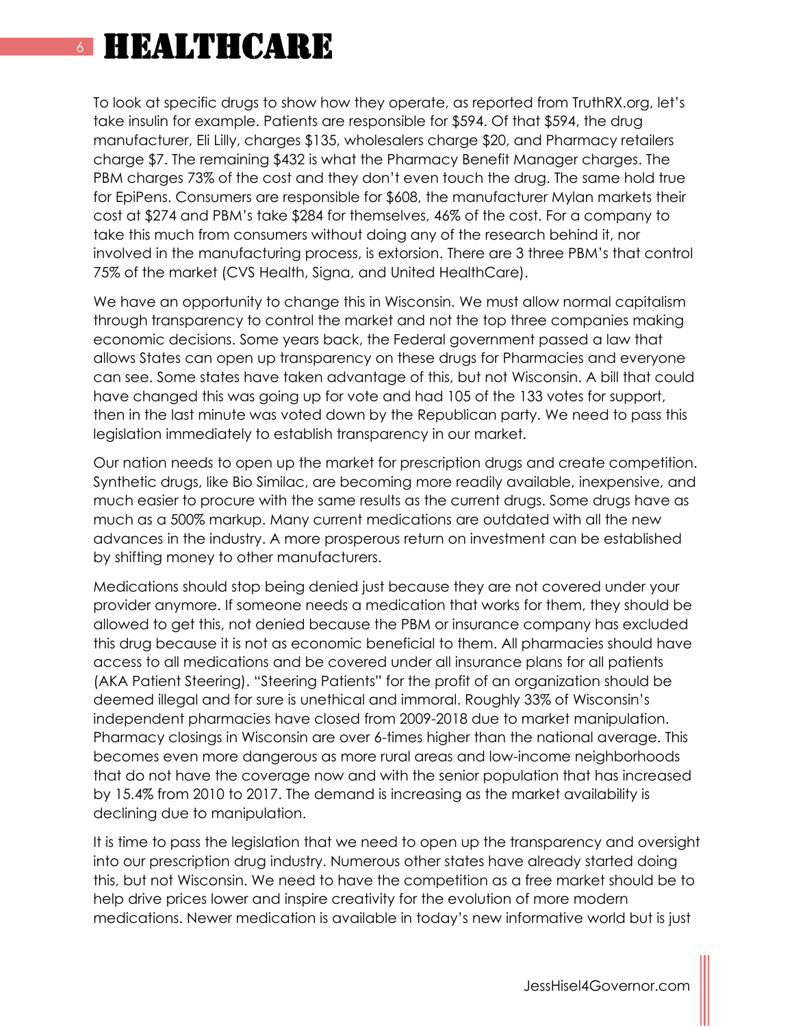# HEALTHCARE

To look at specific drugs to show how they operate, as reported from TruthRX.org, let's take insulin for example. Patients are responsible for $594. Of that $594, the drug manufacturer, Eli Lilly, charges $135, wholesalers charge $20, and Pharmacy retailers charge $7. The remaining $432 is what the Pharmacy Benefit Manager charges. The PBM charges 73% of the cost and they don't even touch the drug. The same hold true for EpiPens. Consumers are responsible for $608, the manufacturer Mylan markets their cost at $274 and PBM's take $284 for themselves, 46% of the cost. For a company to take this much from consumers without doing any of the research behind it, nor involved in the manufacturing process, is extorsion. There are 3 three PBM's that control 75% of the market (CVS Health, Signa, and United HealthCare).

We have an opportunity to change this in Wisconsin. We must allow normal capitalism through transparency to control the market and not the top three companies making economic decisions. Some years back, the Federal government passed a law that allows States can open up transparency on these drugs for Pharmacies and everyone can see. Some states have taken advantage of this, but not Wisconsin. A bill that could have changed this was going up for vote and had 105 of the 133 votes for support, then in the last minute was voted down by the Republican party. We need to pass this legislation immediately to establish transparency in our market.

Our nation needs to open up the market for prescription drugs and create competition. Synthetic drugs, like Bio Similac, are becoming more readily available, inexpensive, and much easier to procure with the same results as the current drugs. Some drugs have as much as a 500% markup. Many current medications are outdated with all the new advances in the industry. A more prosperous return on investment can be established by shifting money to other manufacturers.

Medications should stop being denied just because they are not covered under your provider anymore. If someone needs a medication that works for them, they should be allowed to get this, not denied because the PBM or insurance company has excluded this drug because it is not as economic beneficial to them. All pharmacies should have access to all medications and be covered under all insurance plans for all patients (AKA Patient Steering). "Steering Patients" for the profit of an organization should be deemed illegal and for sure is unethical and immoral. Roughly 33% of Wisconsin's independent pharmacies have closed from 2009-2018 due to market manipulation. Pharmacy closings in Wisconsin are over 6-times higher than the national average. This becomes even more dangerous as more rural areas and low-income neighborhoods that do not have the coverage now and with the senior population that has increased by 15.4% from 2010 to 2017. The demand is increasing as the market availability is declining due to manipulation.

It is time to pass the legislation that we need to open up the transparency and oversight into our prescription drug industry. Numerous other states have already started doing this, but not Wisconsin. We need to have the competition as a free market should be to help drive prices lower and inspire creativity for the evolution of more modern medications. Newer medication is available in today's new informative world but is just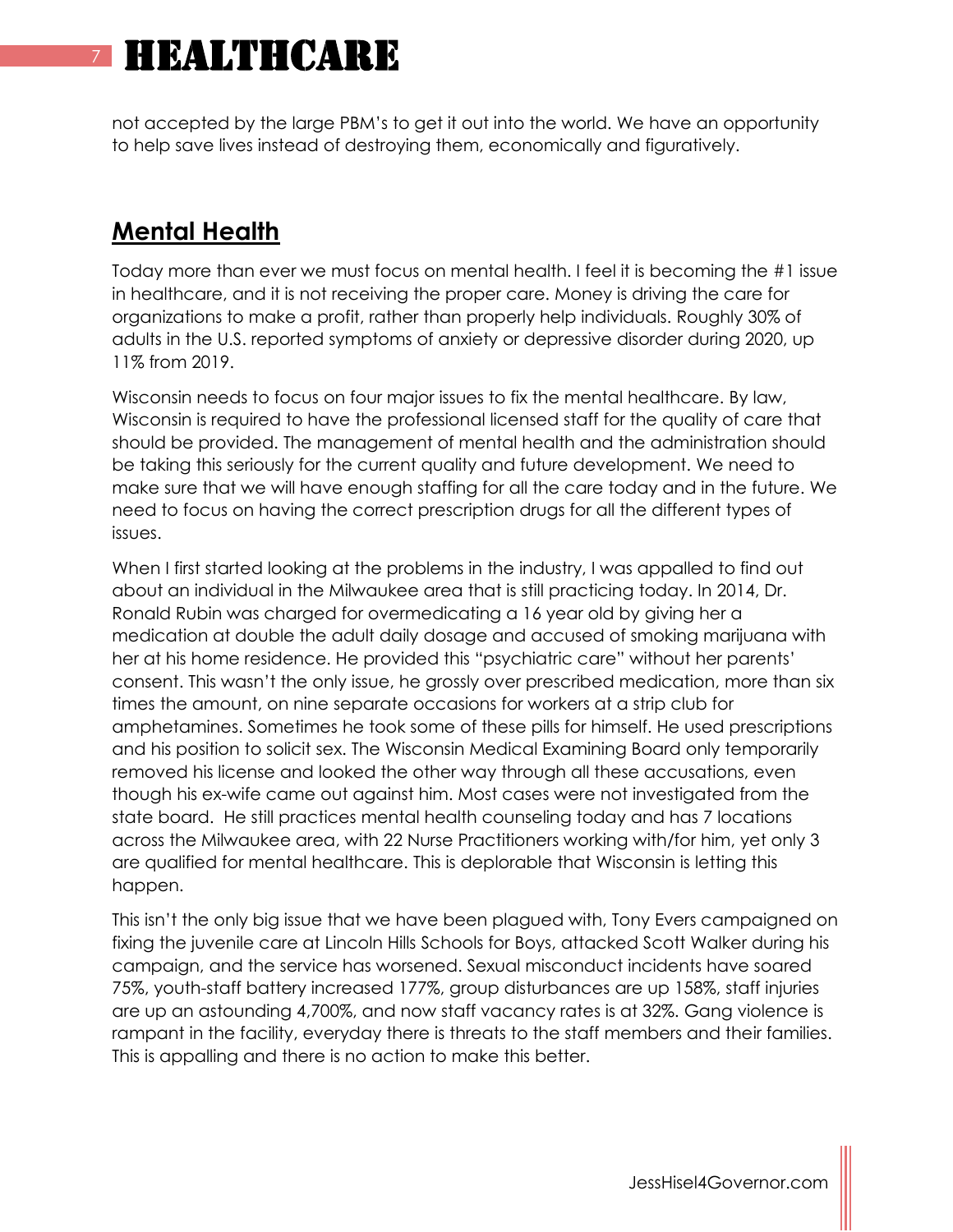# HEALTHCARE

not accepted by the large PBM's to get it out into the world. We have an opportunity to help save lives instead of destroying them, economically and figuratively.

## Mental Health

Today more than ever we must focus on mental health. I feel it is becoming the #1 issue in healthcare, and it is not receiving the proper care. Money is driving the care for organizations to make a profit, rather than properly help individuals. Roughly 30% of adults in the U.S. reported symptoms of anxiety or depressive disorder during 2020, up 11% from 2019.

Wisconsin needs to focus on four major issues to fix the mental healthcare. By law, Wisconsin is required to have the professional licensed staff for the quality of care that should be provided. The management of mental health and the administration should be taking this seriously for the current quality and future development. We need to make sure that we will have enough staffing for all the care today and in the future. We need to focus on having the correct prescription drugs for all the different types of issues.

When I first started looking at the problems in the industry, I was appalled to find out about an individual in the Milwaukee area that is still practicing today. In 2014, Dr. Ronald Rubin was charged for overmedicating a 16 year old by giving her a medication at double the adult daily dosage and accused of smoking marijuana with her at his home residence. He provided this "psychiatric care" without her parents' consent. This wasn't the only issue, he grossly over prescribed medication, more than six times the amount, on nine separate occasions for workers at a strip club for amphetamines. Sometimes he took some of these pills for himself. He used prescriptions and his position to solicit sex. The Wisconsin Medical Examining Board only temporarily removed his license and looked the other way through all these accusations, even though his ex-wife came out against him. Most cases were not investigated from the state board. He still practices mental health counseling today and has 7 locations across the Milwaukee area, with 22 Nurse Practitioners working with/for him, yet only 3 are qualified for mental healthcare. This is deplorable that Wisconsin is letting this happen.

This isn't the only big issue that we have been plagued with, Tony Evers campaigned on fixing the juvenile care at Lincoln Hills Schools for Boys, attacked Scott Walker during his campaign, and the service has worsened. Sexual misconduct incidents have soared 75%, youth-staff battery increased 177%, group disturbances are up 158%, staff injuries are up an astounding 4,700%, and now staff vacancy rates is at 32%. Gang violence is rampant in the facility, everyday there is threats to the staff members and their families. This is appalling and there is no action to make this better.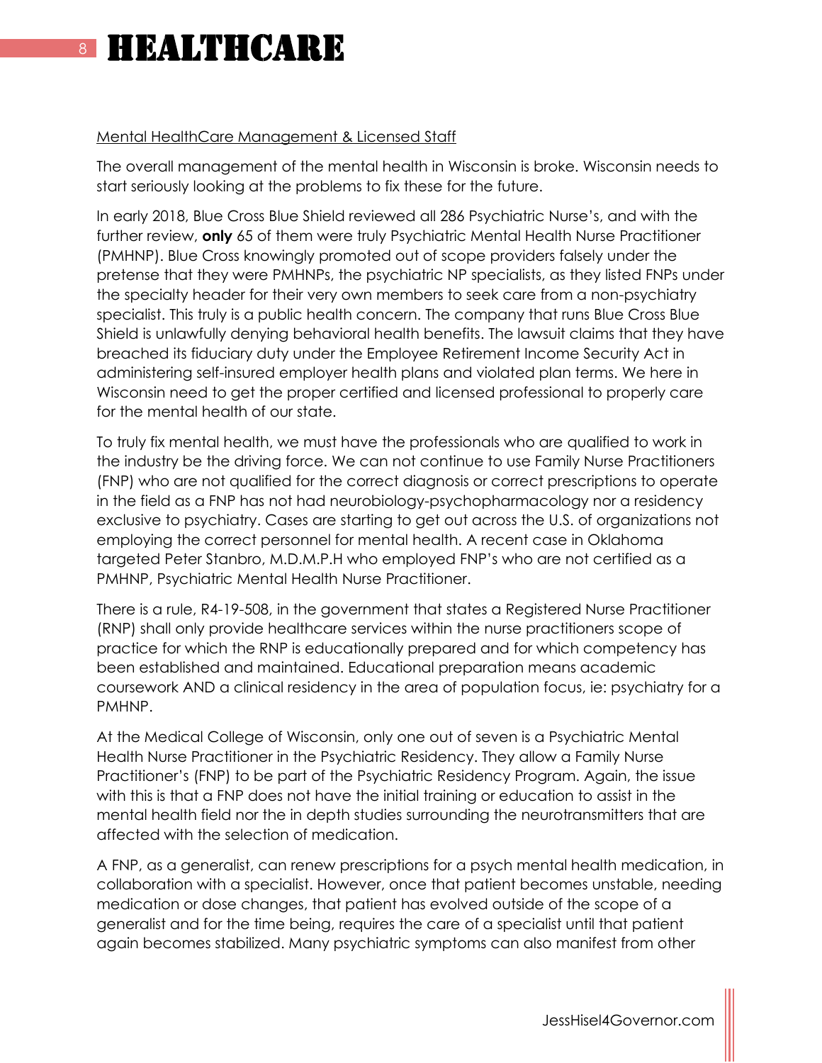# HEALTHCARE

<u>Mental HealthCare Management & Licensed Staff</u>

The overall management of the mental health in Wisconsin is broke. Wisconsin needs to start seriously looking at the problems to fix these for the future.

In early 2018, Blue Cross Blue Shield reviewed all 286 Psychiatric Nurse's, and with the further review, **only** 65 of them were truly Psychiatric Mental Health Nurse Practitioner (PMHNP). Blue Cross knowingly promoted out of scope providers falsely under the pretense that they were PMHNPs, the psychiatric NP specialists, as they listed FNPs under the specialty header for their very own members to seek care from a non-psychiatry specialist. This truly is a public health concern. The company that runs Blue Cross Blue Shield is unlawfully denying behavioral health benefits. The lawsuit claims that they have breached its fiduciary duty under the Employee Retirement Income Security Act in administering self-insured employer health plans and violated plan terms. We here in Wisconsin need to get the proper certified and licensed professional to properly care for the mental health of our state.

To truly fix mental health, we must have the professionals who are qualified to work in the industry be the driving force. We can not continue to use Family Nurse Practitioners (FNP) who are not qualified for the correct diagnosis or correct prescriptions to operate in the field as a FNP has not had neurobiology-psychopharmacology nor a residency exclusive to psychiatry. Cases are starting to get out across the U.S. of organizations not employing the correct personnel for mental health. A recent case in Oklahoma targeted Peter Stanbro, M.D.M.P.H who employed FNP's who are not certified as a PMHNP, Psychiatric Mental Health Nurse Practitioner.

There is a rule, R4-19-508, in the government that states a Registered Nurse Practitioner (RNP) shall only provide healthcare services within the nurse practitioners scope of practice for which the RNP is educationally prepared and for which competency has been established and maintained. Educational preparation means academic coursework AND a clinical residency in the area of population focus, ie: psychiatry for a PMHNP.

At the Medical College of Wisconsin, only one out of seven is a Psychiatric Mental Health Nurse Practitioner in the Psychiatric Residency. They allow a Family Nurse Practitioner's (FNP) to be part of the Psychiatric Residency Program. Again, the issue with this is that a FNP does not have the initial training or education to assist in the mental health field nor the in depth studies surrounding the neurotransmitters that are affected with the selection of medication.

A FNP, as a generalist, can renew prescriptions for a psych mental health medication, in collaboration with a specialist. However, once that patient becomes unstable, needing medication or dose changes, that patient has evolved outside of the scope of a generalist and for the time being, requires the care of a specialist until that patient again becomes stabilized. Many psychiatric symptoms can also manifest from other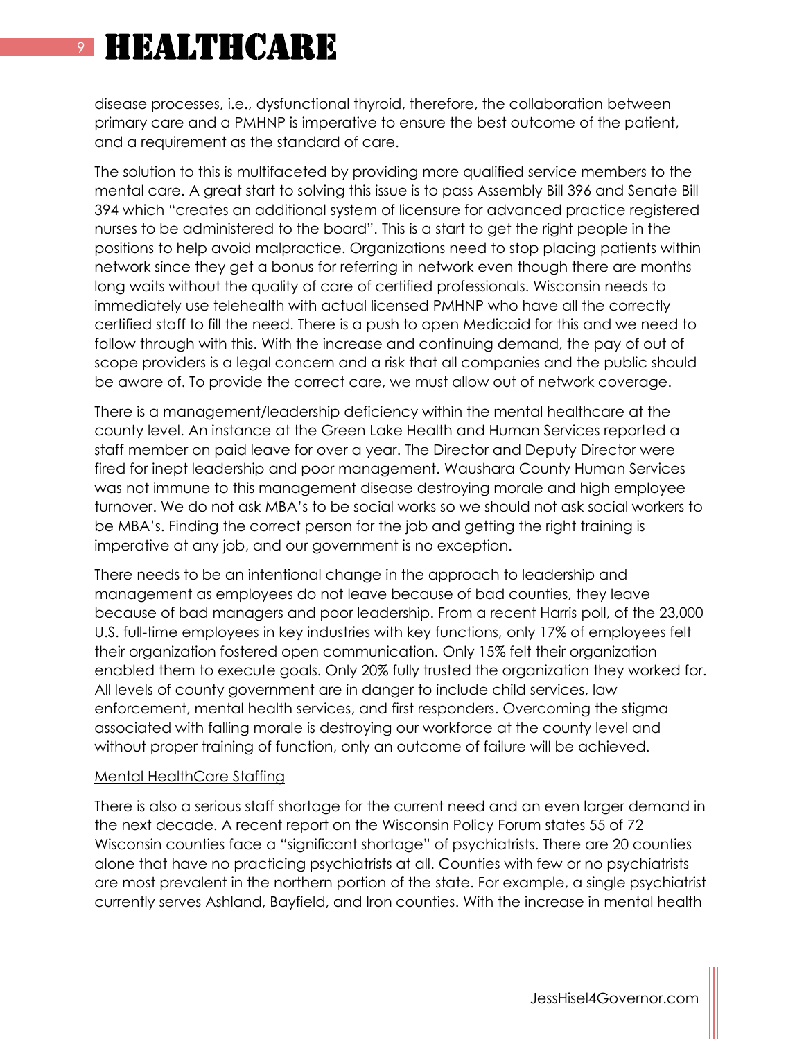# HEALTHCARE

disease processes, i.e., dysfunctional thyroid, therefore, the collaboration between primary care and a PMHNP is imperative to ensure the best outcome of the patient, and a requirement as the standard of care.

The solution to this is multifaceted by providing more qualified service members to the mental care. A great start to solving this issue is to pass Assembly Bill 396 and Senate Bill 394 which "creates an additional system of licensure for advanced practice registered nurses to be administered to the board". This is a start to get the right people in the positions to help avoid malpractice. Organizations need to stop placing patients within network since they get a bonus for referring in network even though there are months long waits without the quality of care of certified professionals. Wisconsin needs to immediately use telehealth with actual licensed PMHNP who have all the correctly certified staff to fill the need. There is a push to open Medicaid for this and we need to follow through with this. With the increase and continuing demand, the pay of out of scope providers is a legal concern and a risk that all companies and the public should be aware of. To provide the correct care, we must allow out of network coverage.

There is a management/leadership deficiency within the mental healthcare at the county level. An instance at the Green Lake Health and Human Services reported a staff member on paid leave for over a year. The Director and Deputy Director were fired for inept leadership and poor management. Waushara County Human Services was not immune to this management disease destroying morale and high employee turnover. We do not ask MBA's to be social works so we should not ask social workers to be MBA's. Finding the correct person for the job and getting the right training is imperative at any job, and our government is no exception.

There needs to be an intentional change in the approach to leadership and management as employees do not leave because of bad counties, they leave because of bad managers and poor leadership. From a recent Harris poll, of the 23,000 U.S. full-time employees in key industries with key functions, only 17% of employees felt their organization fostered open communication. Only 15% felt their organization enabled them to execute goals. Only 20% fully trusted the organization they worked for. All levels of county government are in danger to include child services, law enforcement, mental health services, and first responders. Overcoming the stigma associated with falling morale is destroying our workforce at the county level and without proper training of function, only an outcome of failure will be achieved.

<u>Mental HealthCare Staffing</u>

There is also a serious staff shortage for the current need and an even larger demand in the next decade. A recent report on the Wisconsin Policy Forum states 55 of 72 Wisconsin counties face a "significant shortage" of psychiatrists. There are 20 counties alone that have no practicing psychiatrists at all. Counties with few or no psychiatrists are most prevalent in the northern portion of the state. For example, a single psychiatrist currently serves Ashland, Bayfield, and Iron counties. With the increase in mental health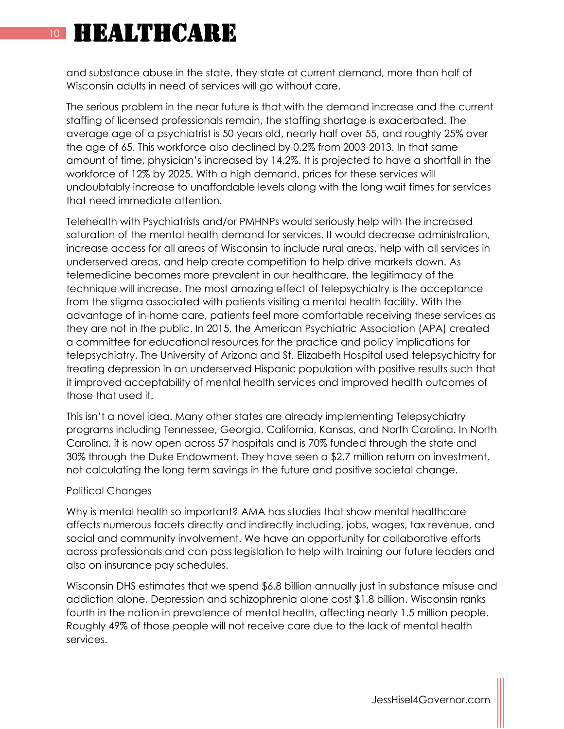and substance abuse in the state, they state at current demand, more than half of Wisconsin adults in need of services will go without care.

The serious problem in the near future is that with the demand increase and the current staffing of licensed professionals remain, the staffing shortage is exacerbated. The average age of a psychiatrist is 50 years old, nearly half over 55, and roughly 25% over the age of 65. This workforce also declined by 0.2% from 2003-2013. In that same amount of time, physician's increased by 14.2%. It is projected to have a shortfall in the workforce of 12% by 2025. With a high demand, prices for these services will undoubtably increase to unaffordable levels along with the long wait times for services that need immediate attention.

Telehealth with Psychiatrists and/or PMHNPs would seriously help with the increased saturation of the mental health demand for services. It would decrease administration, increase access for all areas of Wisconsin to include rural areas, help with all services in underserved areas, and help create competition to help drive markets down. As telemedicine becomes more prevalent in our healthcare, the legitimacy of the technique will increase. The most amazing effect of telepsychiatry is the acceptance from the stigma associated with patients visiting a mental health facility. With the advantage of in-home care, patients feel more comfortable receiving these services as they are not in the public. In 2015, the American Psychiatric Association (APA) created a committee for educational resources for the practice and policy implications for telepsychiatry. The University of Arizona and St. Elizabeth Hospital used telepsychiatry for treating depression in an underserved Hispanic population with positive results such that it improved acceptability of mental health services and improved health outcomes of those that used it.

This isn't a novel idea. Many other states are already implementing Telepsychiatry programs including Tennessee, Georgia, California, Kansas, and North Carolina. In North Carolina, it is now open across 57 hospitals and is 70% funded through the state and 30% through the Duke Endowment. They have seen a $2.7 million return on investment, not calculating the long term savings in the future and positive societal change.

Political Changes

Why is mental health so important? AMA has studies that show mental healthcare affects numerous facets directly and indirectly including, jobs, wages, tax revenue, and social and community involvement. We have an opportunity for collaborative efforts across professionals and can pass legislation to help with training our future leaders and also on insurance pay schedules.

Wisconsin DHS estimates that we spend $6.8 billion annually just in substance misuse and addiction alone. Depression and schizophrenia alone cost $1.8 billion. Wisconsin ranks fourth in the nation in prevalence of mental health, affecting nearly 1.5 million people. Roughly 49% of those people will not receive care due to the lack of mental health services.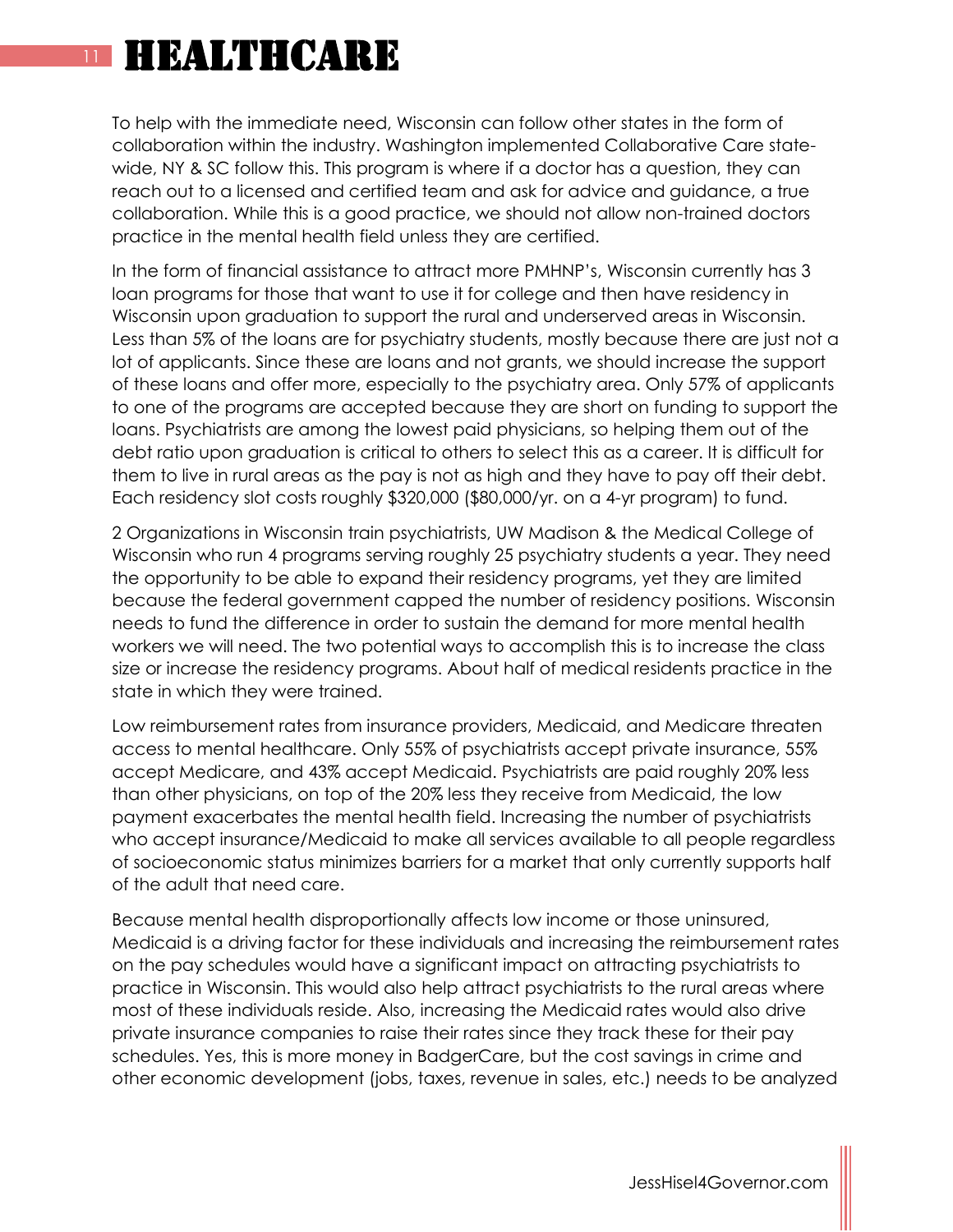# HEALTHCARE

To help with the immediate need, Wisconsin can follow other states in the form of collaboration within the industry. Washington implemented Collaborative Care state-wide, NY & SC follow this. This program is where if a doctor has a question, they can reach out to a licensed and certified team and ask for advice and guidance, a true collaboration. While this is a good practice, we should not allow non-trained doctors practice in the mental health field unless they are certified.

In the form of financial assistance to attract more PMHNP's, Wisconsin currently has 3 loan programs for those that want to use it for college and then have residency in Wisconsin upon graduation to support the rural and underserved areas in Wisconsin. Less than 5% of the loans are for psychiatry students, mostly because there are just not a lot of applicants. Since these are loans and not grants, we should increase the support of these loans and offer more, especially to the psychiatry area. Only 57% of applicants to one of the programs are accepted because they are short on funding to support the loans. Psychiatrists are among the lowest paid physicians, so helping them out of the debt ratio upon graduation is critical to others to select this as a career. It is difficult for them to live in rural areas as the pay is not as high and they have to pay off their debt. Each residency slot costs roughly $320,000 ($80,000/yr. on a 4-yr program) to fund.

2 Organizations in Wisconsin train psychiatrists, UW Madison & the Medical College of Wisconsin who run 4 programs serving roughly 25 psychiatry students a year. They need the opportunity to be able to expand their residency programs, yet they are limited because the federal government capped the number of residency positions. Wisconsin needs to fund the difference in order to sustain the demand for more mental health workers we will need. The two potential ways to accomplish this is to increase the class size or increase the residency programs. About half of medical residents practice in the state in which they were trained.

Low reimbursement rates from insurance providers, Medicaid, and Medicare threaten access to mental healthcare. Only 55% of psychiatrists accept private insurance, 55% accept Medicare, and 43% accept Medicaid. Psychiatrists are paid roughly 20% less than other physicians, on top of the 20% less they receive from Medicaid, the low payment exacerbates the mental health field. Increasing the number of psychiatrists who accept insurance/Medicaid to make all services available to all people regardless of socioeconomic status minimizes barriers for a market that only currently supports half of the adult that need care.

Because mental health disproportionally affects low income or those uninsured, Medicaid is a driving factor for these individuals and increasing the reimbursement rates on the pay schedules would have a significant impact on attracting psychiatrists to practice in Wisconsin. This would also help attract psychiatrists to the rural areas where most of these individuals reside. Also, increasing the Medicaid rates would also drive private insurance companies to raise their rates since they track these for their pay schedules. Yes, this is more money in BadgerCare, but the cost savings in crime and other economic development (jobs, taxes, revenue in sales, etc.) needs to be analyzed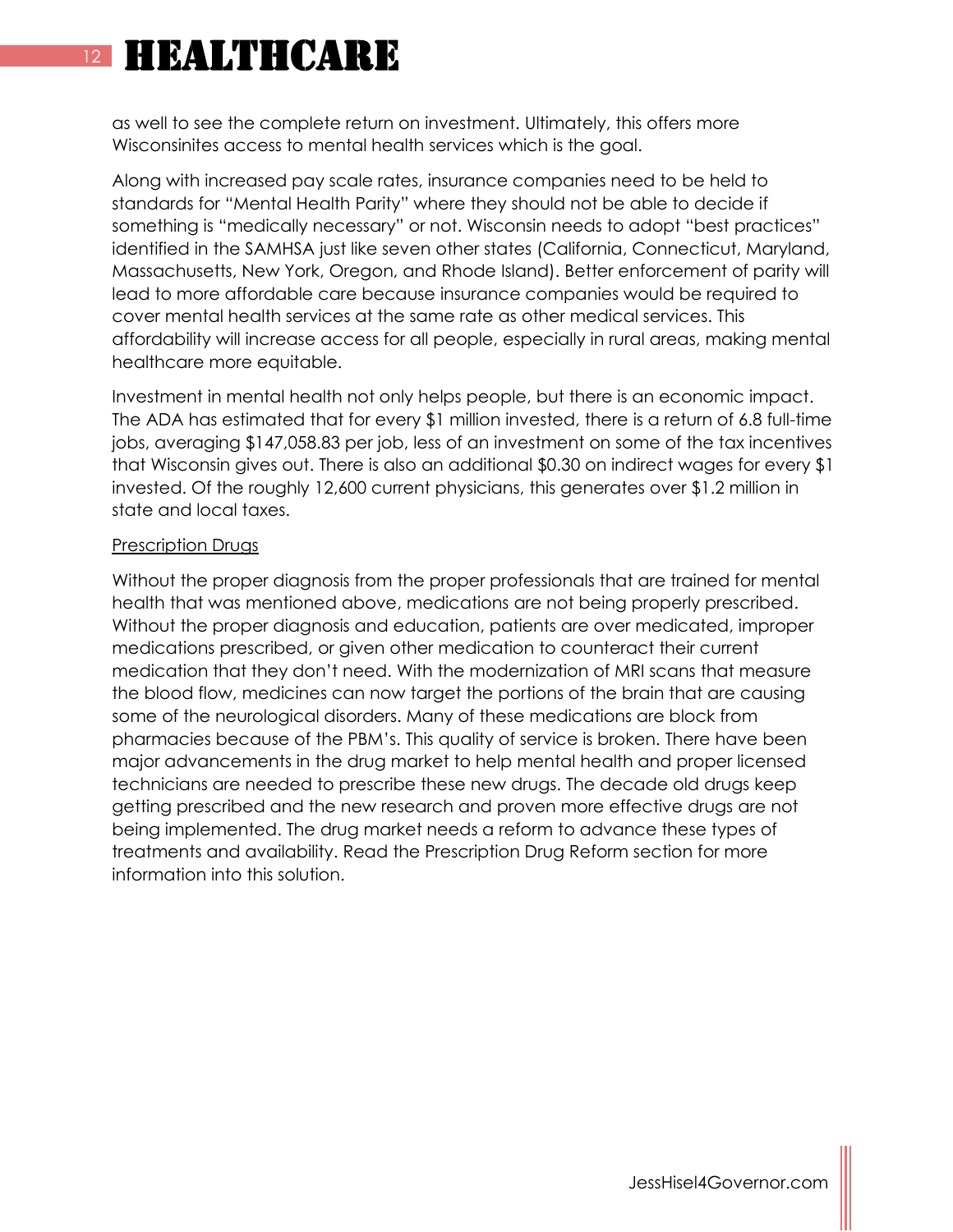# HEALTHCARE

as well to see the complete return on investment. Ultimately, this offers more Wisconsinites access to mental health services which is the goal.

Along with increased pay scale rates, insurance companies need to be held to standards for "Mental Health Parity" where they should not be able to decide if something is "medically necessary" or not. Wisconsin needs to adopt "best practices" identified in the SAMHSA just like seven other states (California, Connecticut, Maryland, Massachusetts, New York, Oregon, and Rhode Island). Better enforcement of parity will lead to more affordable care because insurance companies would be required to cover mental health services at the same rate as other medical services. This affordability will increase access for all people, especially in rural areas, making mental healthcare more equitable.

Investment in mental health not only helps people, but there is an economic impact. The ADA has estimated that for every $1 million invested, there is a return of 6.8 full-time jobs, averaging $147,058.83 per job, less of an investment on some of the tax incentives that Wisconsin gives out. There is also an additional $0.30 on indirect wages for every $1 invested. Of the roughly 12,600 current physicians, this generates over $1.2 million in state and local taxes.

<u>Prescription Drugs</u>

Without the proper diagnosis from the proper professionals that are trained for mental health that was mentioned above, medications are not being properly prescribed. Without the proper diagnosis and education, patients are over medicated, improper medications prescribed, or given other medication to counteract their current medication that they don't need. With the modernization of MRI scans that measure the blood flow, medicines can now target the portions of the brain that are causing some of the neurological disorders. Many of these medications are block from pharmacies because of the PBM's. This quality of service is broken. There have been major advancements in the drug market to help mental health and proper licensed technicians are needed to prescribe these new drugs. The decade old drugs keep getting prescribed and the new research and proven more effective drugs are not being implemented. The drug market needs a reform to advance these types of treatments and availability. Read the Prescription Drug Reform section for more information into this solution.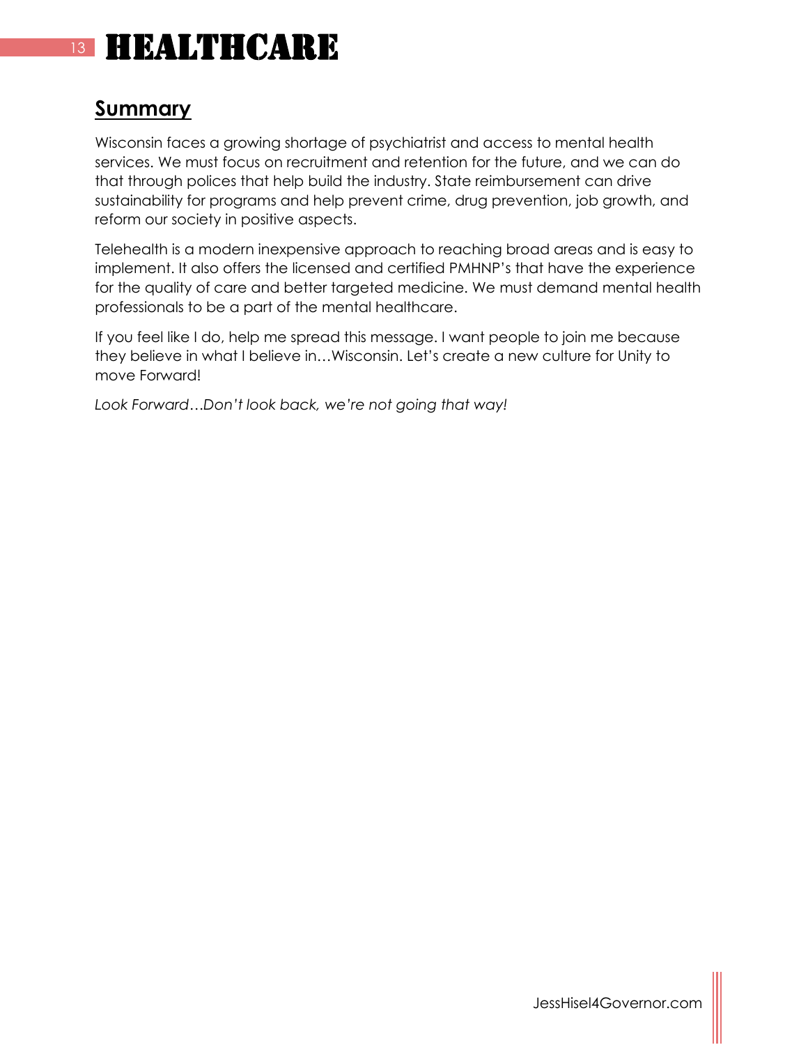# HEALTHCARE

## Summary

Wisconsin faces a growing shortage of psychiatrist and access to mental health services. We must focus on recruitment and retention for the future, and we can do that through polices that help build the industry. State reimbursement can drive sustainability for programs and help prevent crime, drug prevention, job growth, and reform our society in positive aspects.

Telehealth is a modern inexpensive approach to reaching broad areas and is easy to implement. It also offers the licensed and certified PMHNP's that have the experience for the quality of care and better targeted medicine. We must demand mental health professionals to be a part of the mental healthcare.

If you feel like I do, help me spread this message. I want people to join me because they believe in what I believe in…Wisconsin. Let's create a new culture for Unity to move Forward!

*Look Forward…Don't look back, we're not going that way!*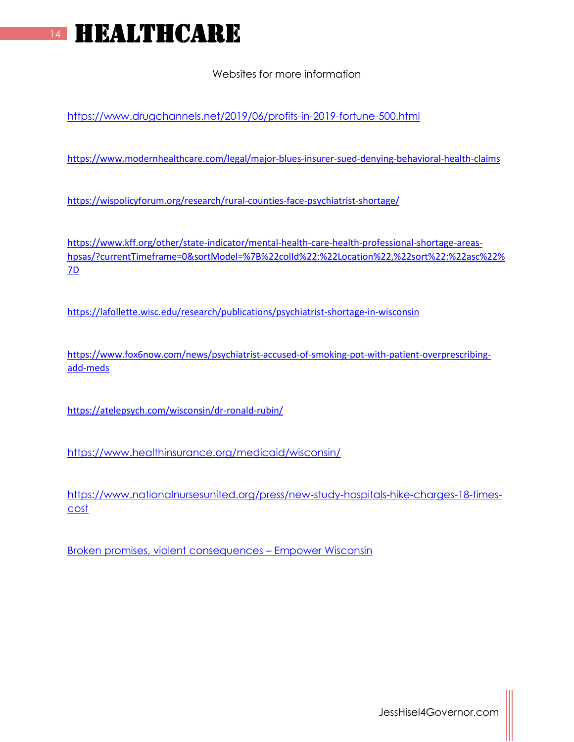# HEALTHCARE

Websites for more information

https://www.drugchannels.net/2019/06/profits-in-2019-fortune-500.html

https://www.modernhealthcare.com/legal/major-blues-insurer-sued-denying-behavioral-health-claims

https://wispolicyforum.org/research/rural-counties-face-psychiatrist-shortage/

https://www.kff.org/other/state-indicator/mental-health-care-health-professional-shortage-areas-hpsas/?currentTimeframe=0&sortModel=%7B%22colId%22:%22Location%22,%22sort%22:%22asc%22%7D

https://lafollette.wisc.edu/research/publications/psychiatrist-shortage-in-wisconsin

https://www.fox6now.com/news/psychiatrist-accused-of-smoking-pot-with-patient-overprescribing-add-meds

https://atelepsych.com/wisconsin/dr-ronald-rubin/

https://www.healthinsurance.org/medicaid/wisconsin/

https://www.nationalnursesunited.org/press/new-study-hospitals-hike-charges-18-times-cost

Broken promises, violent consequences – Empower Wisconsin